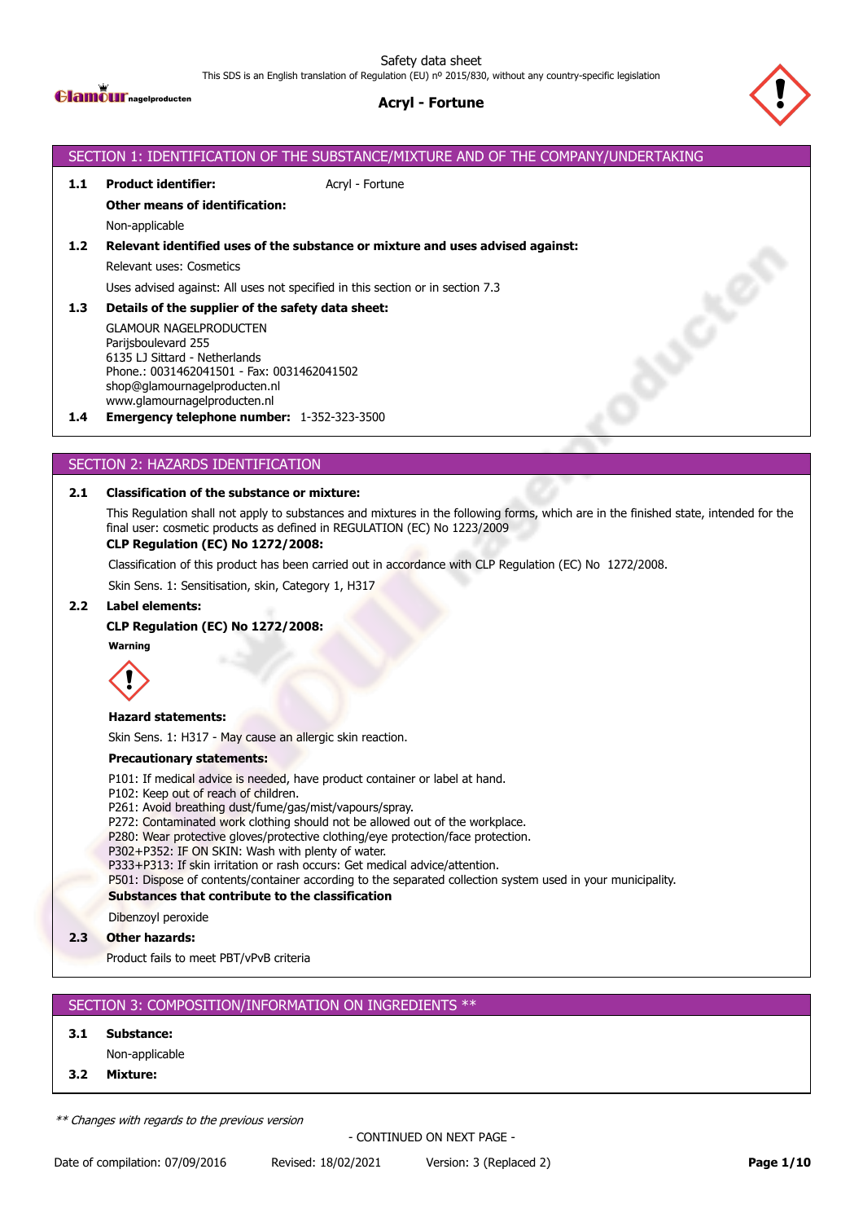Safety data sheet

This SDS is an English translation of Regulation (EU) nº 2015/830, without any country-specific legislation

# Acryl - Fortune

## SECTION 1: IDENTIFICATION OF THE SUBSTANCE/MIXTURE AND OF THE COMPANY/UNDERTAKING

**1.1 Product identifier:** Acryl - Fortune

**Other means of identification:**

Non-applicable

**1.2 Relevant identified uses of the substance or mixture and uses advised against:**

Relevant uses: Cosmetics

Uses advised against: All uses not specified in this section or in section 7.3

**1.3 Details of the supplier of the safety data sheet:**

GLAMOUR NAGELPRODUCTEN
Parijsboulevard 255
6135 LJ Sittard - Netherlands
Phone.: 0031462041501 - Fax: 0031462041502
shop@glamournagelproducten.nl
www.glamournagelproducten.nl

**1.4 Emergency telephone number:** 1-352-323-3500

## SECTION 2: HAZARDS IDENTIFICATION

**2.1 Classification of the substance or mixture:**

This Regulation shall not apply to substances and mixtures in the following forms, which are in the finished state, intended for the final user: cosmetic products as defined in REGULATION (EC) No 1223/2009

**CLP Regulation (EC) No 1272/2008:**

Classification of this product has been carried out in accordance with CLP Regulation (EC) No 1272/2008.

Skin Sens. 1: Sensitisation, skin, Category 1, H317

**2.2 Label elements:**

**CLP Regulation (EC) No 1272/2008:**

**Warning**

**Hazard statements:**

Skin Sens. 1: H317 - May cause an allergic skin reaction.

**Precautionary statements:**

P101: If medical advice is needed, have product container or label at hand.
P102: Keep out of reach of children.
P261: Avoid breathing dust/fume/gas/mist/vapours/spray.
P272: Contaminated work clothing should not be allowed out of the workplace.
P280: Wear protective gloves/protective clothing/eye protection/face protection.
P302+P352: IF ON SKIN: Wash with plenty of water.
P333+P313: If skin irritation or rash occurs: Get medical advice/attention.
P501: Dispose of contents/container according to the separated collection system used in your municipality.

**Substances that contribute to the classification**

Dibenzoyl peroxide

**2.3 Other hazards:**

Product fails to meet PBT/vPvB criteria

## SECTION 3: COMPOSITION/INFORMATION ON INGREDIENTS **

**3.1 Substance:**

Non-applicable

**3.2 Mixture:**

*** Changes with regards to the previous version*

- CONTINUED ON NEXT PAGE -

Date of compilation: 07/09/2016 Revised: 18/02/2021 Version: 3 (Replaced 2)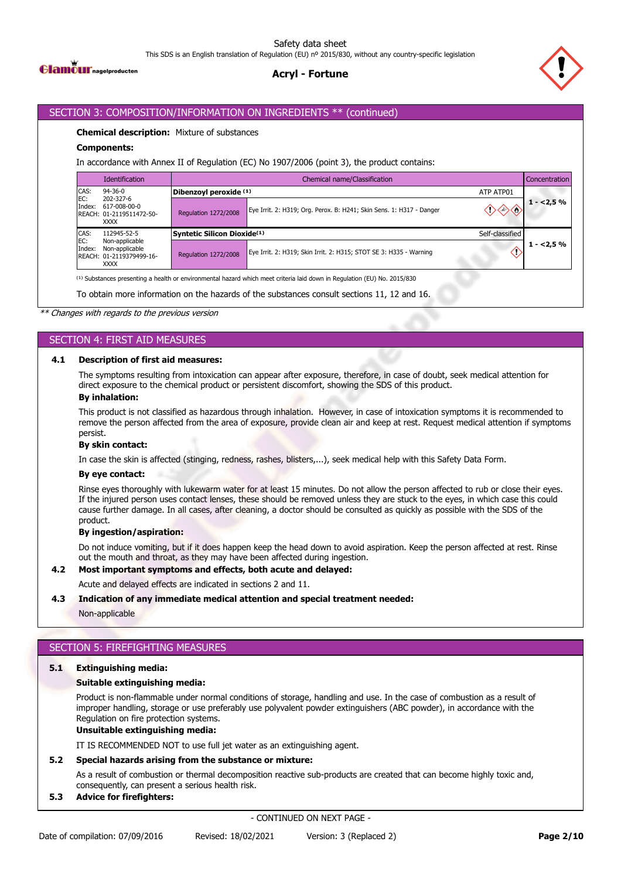## SECTION 3: COMPOSITION/INFORMATION ON INGREDIENTS ** (continued)

**Chemical description:** Mixture of substances

**Components:**

In accordance with Annex II of Regulation (EC) No 1907/2006 (point 3), the product contains:

| Identification | Chemical name/Classification | | | Concentration |
|---|---|---|---|---|
| CAS: 94-36-0<br>EC: 202-327-6<br>Index: 617-008-00-0<br>REACH: 01-2119511472-50-XXXX | **Dibenzoyl peroxide** (1) | | ATP ATP01 | 1 - <2,5 % |
| | Regulation 1272/2008 | Eye Irrit. 2: H319; Org. Perox. B: H241; Skin Sens. 1: H317 - Danger | | |
| CAS: 112945-52-5<br>EC: Non-applicable<br>Index: Non-applicable<br>REACH: 01-2119379499-16-XXXX | **Syntetic Silicon Dioxide**(1) | | Self-classified | 1 - <2,5 % |
| | Regulation 1272/2008 | Eye Irrit. 2: H319; Skin Irrit. 2: H315; STOT SE 3: H335 - Warning | | |

(1) Substances presenting a health or environmental hazard which meet criteria laid down in Regulation (EU) No. 2015/830

To obtain more information on the hazards of the substances consult sections 11, 12 and 16.

*** Changes with regards to the previous version*

## SECTION 4: FIRST AID MEASURES

**4.1 Description of first aid measures:**

The symptoms resulting from intoxication can appear after exposure, therefore, in case of doubt, seek medical attention for direct exposure to the chemical product or persistent discomfort, showing the SDS of this product.

**By inhalation:**

This product is not classified as hazardous through inhalation. However, in case of intoxication symptoms it is recommended to remove the person affected from the area of exposure, provide clean air and keep at rest. Request medical attention if symptoms persist.

**By skin contact:**

In case the skin is affected (stinging, redness, rashes, blisters,...), seek medical help with this Safety Data Form.

**By eye contact:**

Rinse eyes thoroughly with lukewarm water for at least 15 minutes. Do not allow the person affected to rub or close their eyes. If the injured person uses contact lenses, these should be removed unless they are stuck to the eyes, in which case this could cause further damage. In all cases, after cleaning, a doctor should be consulted as quickly as possible with the SDS of the product.

**By ingestion/aspiration:**

Do not induce vomiting, but if it does happen keep the head down to avoid aspiration. Keep the person affected at rest. Rinse out the mouth and throat, as they may have been affected during ingestion.

**4.2 Most important symptoms and effects, both acute and delayed:**

Acute and delayed effects are indicated in sections 2 and 11.

**4.3 Indication of any immediate medical attention and special treatment needed:**

Non-applicable

## SECTION 5: FIREFIGHTING MEASURES

**5.1 Extinguishing media:**

**Suitable extinguishing media:**

Product is non-flammable under normal conditions of storage, handling and use. In the case of combustion as a result of improper handling, storage or use preferably use polyvalent powder extinguishers (ABC powder), in accordance with the Regulation on fire protection systems.

**Unsuitable extinguishing media:**

IT IS RECOMMENDED NOT to use full jet water as an extinguishing agent.

**5.2 Special hazards arising from the substance or mixture:**

As a result of combustion or thermal decomposition reactive sub-products are created that can become highly toxic and, consequently, can present a serious health risk.

**5.3 Advice for firefighters:**

- CONTINUED ON NEXT PAGE -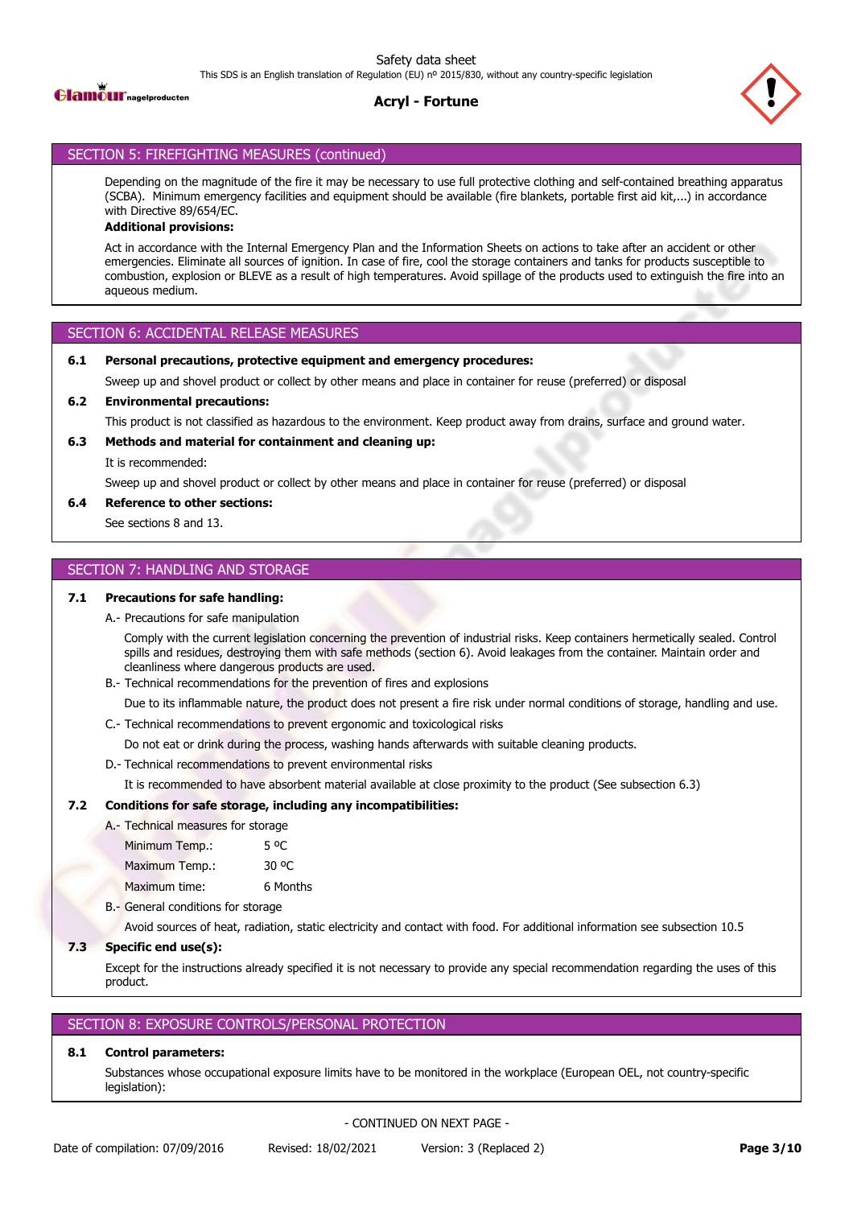## SECTION 5: FIREFIGHTING MEASURES (continued)

Depending on the magnitude of the fire it may be necessary to use full protective clothing and self-contained breathing apparatus (SCBA). Minimum emergency facilities and equipment should be available (fire blankets, portable first aid kit,...) in accordance with Directive 89/654/EC.

**Additional provisions:**

Act in accordance with the Internal Emergency Plan and the Information Sheets on actions to take after an accident or other emergencies. Eliminate all sources of ignition. In case of fire, cool the storage containers and tanks for products susceptible to combustion, explosion or BLEVE as a result of high temperatures. Avoid spillage of the products used to extinguish the fire into an aqueous medium.

## SECTION 6: ACCIDENTAL RELEASE MEASURES

**6.1 Personal precautions, protective equipment and emergency procedures:**

Sweep up and shovel product or collect by other means and place in container for reuse (preferred) or disposal

**6.2 Environmental precautions:**

This product is not classified as hazardous to the environment. Keep product away from drains, surface and ground water.

**6.3 Methods and material for containment and cleaning up:**

It is recommended:

Sweep up and shovel product or collect by other means and place in container for reuse (preferred) or disposal

**6.4 Reference to other sections:**

See sections 8 and 13.

## SECTION 7: HANDLING AND STORAGE

**7.1 Precautions for safe handling:**

A.- Precautions for safe manipulation

Comply with the current legislation concerning the prevention of industrial risks. Keep containers hermetically sealed. Control spills and residues, destroying them with safe methods (section 6). Avoid leakages from the container. Maintain order and cleanliness where dangerous products are used.

B.- Technical recommendations for the prevention of fires and explosions

Due to its inflammable nature, the product does not present a fire risk under normal conditions of storage, handling and use.

C.- Technical recommendations to prevent ergonomic and toxicological risks

Do not eat or drink during the process, washing hands afterwards with suitable cleaning products.

D.- Technical recommendations to prevent environmental risks

It is recommended to have absorbent material available at close proximity to the product (See subsection 6.3)

**7.2 Conditions for safe storage, including any incompatibilities:**

A.- Technical measures for storage

| | |
|---|---|
| Minimum Temp.: | 5 ºC |
| Maximum Temp.: | 30 ºC |
| Maximum time: | 6 Months |

B.- General conditions for storage

Avoid sources of heat, radiation, static electricity and contact with food. For additional information see subsection 10.5

**7.3 Specific end use(s):**

Except for the instructions already specified it is not necessary to provide any special recommendation regarding the uses of this product.

## SECTION 8: EXPOSURE CONTROLS/PERSONAL PROTECTION

**8.1 Control parameters:**

Substances whose occupational exposure limits have to be monitored in the workplace (European OEL, not country-specific legislation):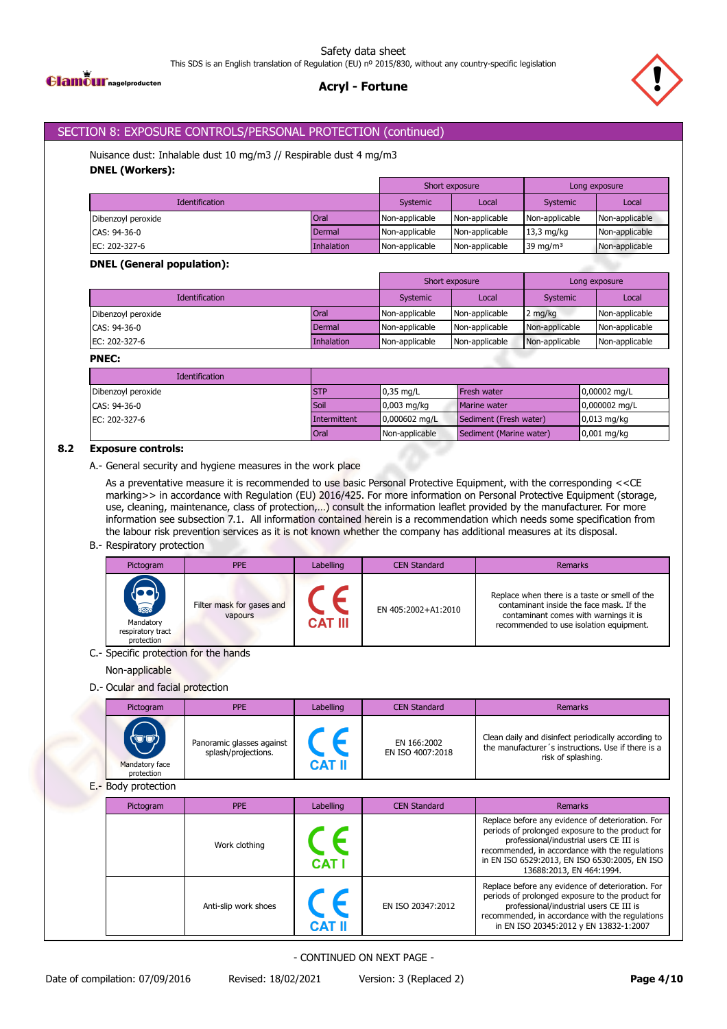## SECTION 8: EXPOSURE CONTROLS/PERSONAL PROTECTION (continued)

Nuisance dust: Inhalable dust 10 mg/m3 // Respirable dust 4 mg/m3

**DNEL (Workers):**

| Identification | | Short exposure | | Long exposure | |
|---|---|---|---|---|---|
| | | Systemic | Local | Systemic | Local |
| Dibenzoyl peroxide | Oral | Non-applicable | Non-applicable | Non-applicable | Non-applicable |
| CAS: 94-36-0 | Dermal | Non-applicable | Non-applicable | 13,3 mg/kg | Non-applicable |
| EC: 202-327-6 | Inhalation | Non-applicable | Non-applicable | 39 mg/m³ | Non-applicable |

**DNEL (General population):**

| Identification | | Short exposure | | Long exposure | |
|---|---|---|---|---|---|
| | | Systemic | Local | Systemic | Local |
| Dibenzoyl peroxide | Oral | Non-applicable | Non-applicable | 2 mg/kg | Non-applicable |
| CAS: 94-36-0 | Dermal | Non-applicable | Non-applicable | Non-applicable | Non-applicable |
| EC: 202-327-6 | Inhalation | Non-applicable | Non-applicable | Non-applicable | Non-applicable |

**PNEC:**

| Identification | | | | |
|---|---|---|---|---|
| Dibenzoyl peroxide | STP | 0,35 mg/L | Fresh water | 0,00002 mg/L |
| CAS: 94-36-0 | Soil | 0,003 mg/kg | Marine water | 0,000002 mg/L |
| EC: 202-327-6 | Intermittent | 0,000602 mg/L | Sediment (Fresh water) | 0,013 mg/kg |
| | Oral | Non-applicable | Sediment (Marine water) | 0,001 mg/kg |

### 8.2 Exposure controls:

A.- General security and hygiene measures in the work place

As a preventative measure it is recommended to use basic Personal Protective Equipment, with the corresponding <<CE marking>> in accordance with Regulation (EU) 2016/425. For more information on Personal Protective Equipment (storage, use, cleaning, maintenance, class of protection,…) consult the information leaflet provided by the manufacturer. For more information see subsection 7.1. All information contained herein is a recommendation which needs some specification from the labour risk prevention services as it is not known whether the company has additional measures at its disposal.

B.- Respiratory protection

| Pictogram | PPE | Labelling | CEN Standard | Remarks |
|---|---|---|---|---|
| Mandatory respiratory tract protection | Filter mask for gases and vapours | CE CAT III | EN 405:2002+A1:2010 | Replace when there is a taste or smell of the contaminant inside the face mask. If the contaminant comes with warnings it is recommended to use isolation equipment. |

C.- Specific protection for the hands

Non-applicable

D.- Ocular and facial protection

| Pictogram | PPE | Labelling | CEN Standard | Remarks |
|---|---|---|---|---|
| Mandatory face protection | Panoramic glasses against splash/projections. | CE CAT II | EN 166:2002<br>EN ISO 4007:2018 | Clean daily and disinfect periodically according to the manufacturer´s instructions. Use if there is a risk of splashing. |

E.- Body protection

| Pictogram | PPE | Labelling | CEN Standard | Remarks |
|---|---|---|---|---|
| | Work clothing | CE CAT I | | Replace before any evidence of deterioration. For periods of prolonged exposure to the product for professional/industrial users CE III is recommended, in accordance with the regulations in EN ISO 6529:2013, EN ISO 6530:2005, EN ISO 13688:2013, EN 464:1994. |
| | Anti-slip work shoes | CE CAT II | EN ISO 20347:2012 | Replace before any evidence of deterioration. For periods of prolonged exposure to the product for professional/industrial users CE III is recommended, in accordance with the regulations in EN ISO 20345:2012 y EN 13832-1:2007 |

- CONTINUED ON NEXT PAGE -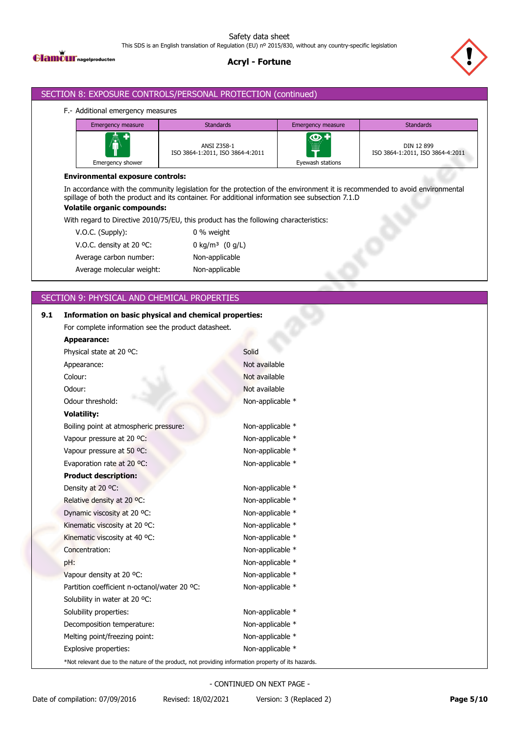## SECTION 8: EXPOSURE CONTROLS/PERSONAL PROTECTION (continued)

F.- Additional emergency measures

| Emergency measure | Standards | Emergency measure | Standards |
| --- | --- | --- | --- |
| Emergency shower | ANSI Z358-1<br>ISO 3864-1:2011, ISO 3864-4:2011 | Eyewash stations | DIN 12 899<br>ISO 3864-1:2011, ISO 3864-4:2011 |

**Environmental exposure controls:**

In accordance with the community legislation for the protection of the environment it is recommended to avoid environmental spillage of both the product and its container. For additional information see subsection 7.1.D

**Volatile organic compounds:**

With regard to Directive 2010/75/EU, this product has the following characteristics:

| | |
| --- | --- |
| V.O.C. (Supply): | 0 % weight |
| V.O.C. density at 20 ºC: | 0 kg/m³ (0 g/L) |
| Average carbon number: | Non-applicable |
| Average molecular weight: | Non-applicable |

## SECTION 9: PHYSICAL AND CHEMICAL PROPERTIES

**9.1 Information on basic physical and chemical properties:**

For complete information see the product datasheet.

**Appearance:**

| | |
| --- | --- |
| Physical state at 20 ºC: | Solid |
| Appearance: | Not available |
| Colour: | Not available |
| Odour: | Not available |
| Odour threshold: | Non-applicable * |

**Volatility:**

| | |
| --- | --- |
| Boiling point at atmospheric pressure: | Non-applicable * |
| Vapour pressure at 20 ºC: | Non-applicable * |
| Vapour pressure at 50 ºC: | Non-applicable * |
| Evaporation rate at 20 ºC: | Non-applicable * |

**Product description:**

| | |
| --- | --- |
| Density at 20 ºC: | Non-applicable * |
| Relative density at 20 ºC: | Non-applicable * |
| Dynamic viscosity at 20 ºC: | Non-applicable * |
| Kinematic viscosity at 20 ºC: | Non-applicable * |
| Kinematic viscosity at 40 ºC: | Non-applicable * |
| Concentration: | Non-applicable * |
| pH: | Non-applicable * |
| Vapour density at 20 ºC: | Non-applicable * |
| Partition coefficient n-octanol/water 20 ºC: | Non-applicable * |
| Solubility in water at 20 ºC: | |
| Solubility properties: | Non-applicable * |
| Decomposition temperature: | Non-applicable * |
| Melting point/freezing point: | Non-applicable * |
| Explosive properties: | Non-applicable * |

*Not relevant due to the nature of the product, not providing information property of its hazards.

- CONTINUED ON NEXT PAGE -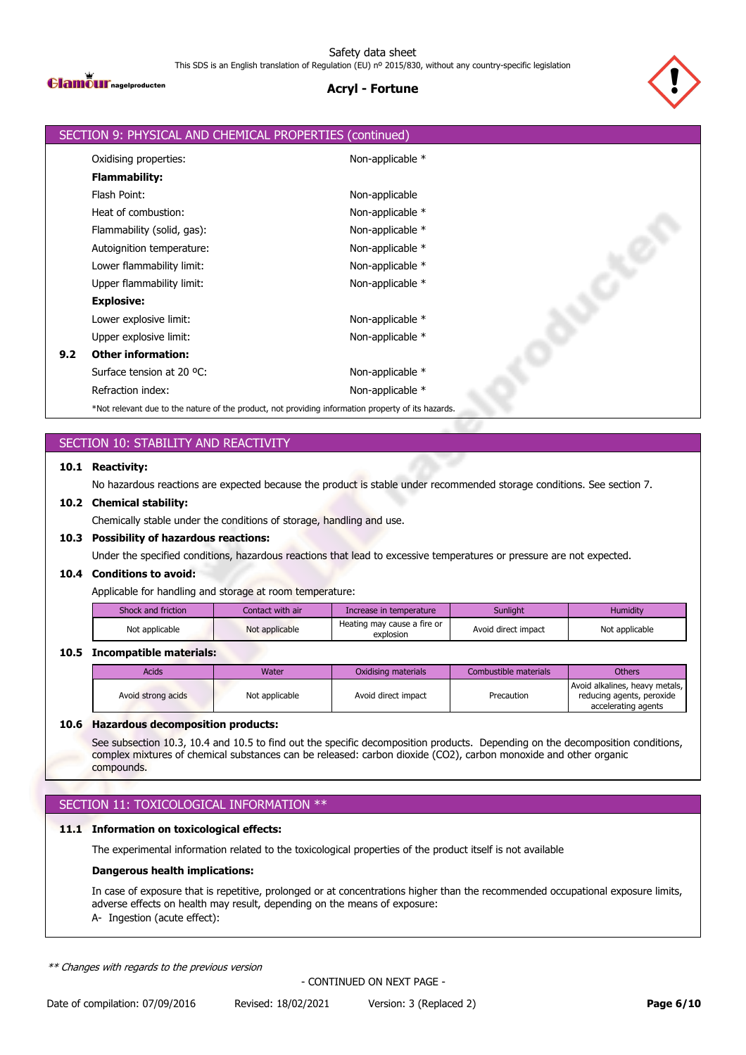## SECTION 9: PHYSICAL AND CHEMICAL PROPERTIES (continued)

| | |
|---|---|
| Oxidising properties: | Non-applicable * |
| **Flammability:** | |
| Flash Point: | Non-applicable |
| Heat of combustion: | Non-applicable * |
| Flammability (solid, gas): | Non-applicable * |
| Autoignition temperature: | Non-applicable * |
| Lower flammability limit: | Non-applicable * |
| Upper flammability limit: | Non-applicable * |
| **Explosive:** | |
| Lower explosive limit: | Non-applicable * |
| Upper explosive limit: | Non-applicable * |

**9.2 Other information:**

| | |
|---|---|
| Surface tension at 20 ºC: | Non-applicable * |
| Refraction index: | Non-applicable * |

*Not relevant due to the nature of the product, not providing information property of its hazards.

## SECTION 10: STABILITY AND REACTIVITY

**10.1 Reactivity:**

No hazardous reactions are expected because the product is stable under recommended storage conditions. See section 7.

**10.2 Chemical stability:**

Chemically stable under the conditions of storage, handling and use.

**10.3 Possibility of hazardous reactions:**

Under the specified conditions, hazardous reactions that lead to excessive temperatures or pressure are not expected.

**10.4 Conditions to avoid:**

Applicable for handling and storage at room temperature:

| Shock and friction | Contact with air | Increase in temperature | Sunlight | Humidity |
|---|---|---|---|---|
| Not applicable | Not applicable | Heating may cause a fire or explosion | Avoid direct impact | Not applicable |

**10.5 Incompatible materials:**

| Acids | Water | Oxidising materials | Combustible materials | Others |
|---|---|---|---|---|
| Avoid strong acids | Not applicable | Avoid direct impact | Precaution | Avoid alkalines, heavy metals, reducing agents, peroxide accelerating agents |

**10.6 Hazardous decomposition products:**

See subsection 10.3, 10.4 and 10.5 to find out the specific decomposition products. Depending on the decomposition conditions, complex mixtures of chemical substances can be released: carbon dioxide ($CO_2$), carbon monoxide and other organic compounds.

## SECTION 11: TOXICOLOGICAL INFORMATION **

**11.1 Information on toxicological effects:**

The experimental information related to the toxicological properties of the product itself is not available

**Dangerous health implications:**

In case of exposure that is repetitive, prolonged or at concentrations higher than the recommended occupational exposure limits, adverse effects on health may result, depending on the means of exposure:

A- Ingestion (acute effect):

*** Changes with regards to the previous version*

- CONTINUED ON NEXT PAGE -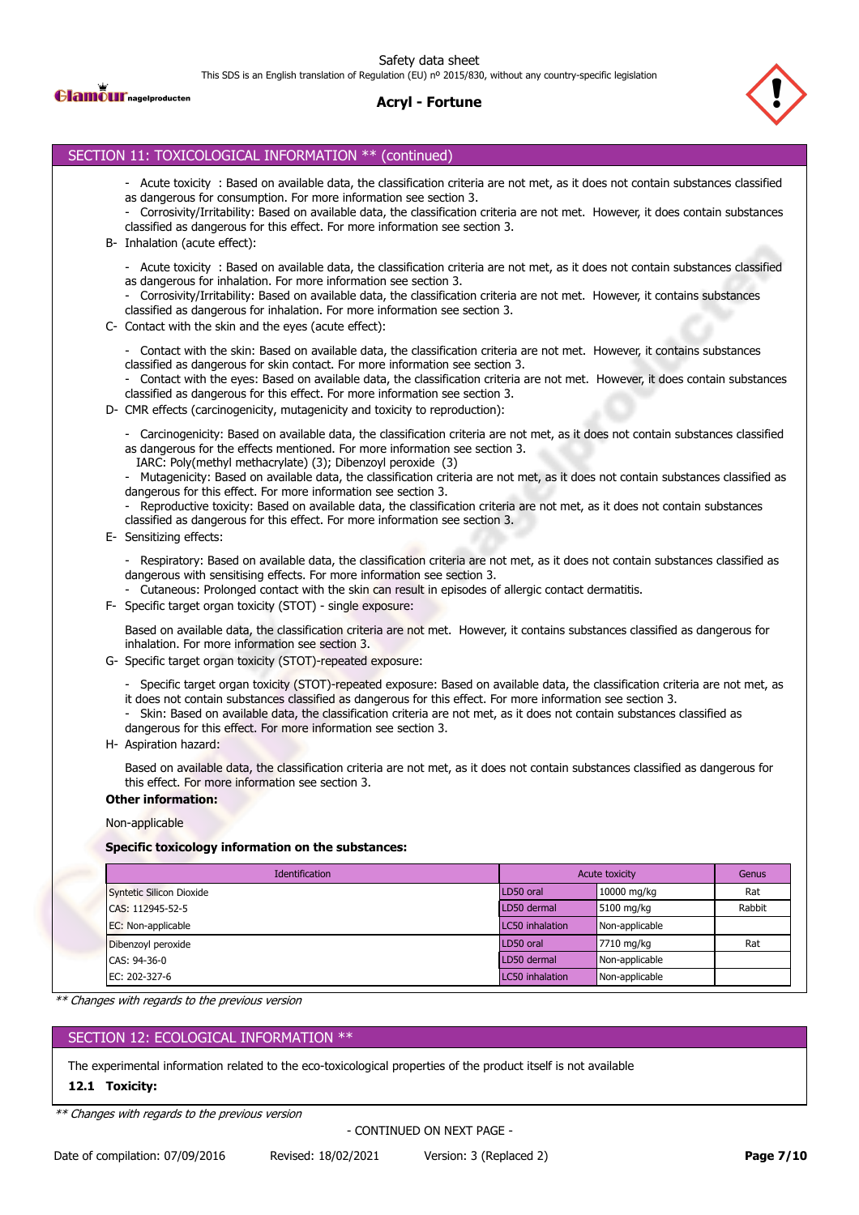## SECTION 11: TOXICOLOGICAL INFORMATION ** (continued)

- Acute toxicity : Based on available data, the classification criteria are not met, as it does not contain substances classified as dangerous for consumption. For more information see section 3.
- Corrosivity/Irritability: Based on available data, the classification criteria are not met. However, it does contain substances classified as dangerous for this effect. For more information see section 3.

B- Inhalation (acute effect):

- Acute toxicity : Based on available data, the classification criteria are not met, as it does not contain substances classified as dangerous for inhalation. For more information see section 3.
- Corrosivity/Irritability: Based on available data, the classification criteria are not met. However, it contains substances classified as dangerous for inhalation. For more information see section 3.

C- Contact with the skin and the eyes (acute effect):

- Contact with the skin: Based on available data, the classification criteria are not met. However, it contains substances classified as dangerous for skin contact. For more information see section 3.
- Contact with the eyes: Based on available data, the classification criteria are not met. However, it does contain substances classified as dangerous for this effect. For more information see section 3.

D- CMR effects (carcinogenicity, mutagenicity and toxicity to reproduction):

- Carcinogenicity: Based on available data, the classification criteria are not met, as it does not contain substances classified as dangerous for the effects mentioned. For more information see section 3.
  IARC: Poly(methyl methacrylate) (3); Dibenzoyl peroxide (3)
- Mutagenicity: Based on available data, the classification criteria are not met, as it does not contain substances classified as dangerous for this effect. For more information see section 3.
- Reproductive toxicity: Based on available data, the classification criteria are not met, as it does not contain substances classified as dangerous for this effect. For more information see section 3.

E- Sensitizing effects:

- Respiratory: Based on available data, the classification criteria are not met, as it does not contain substances classified as dangerous with sensitising effects. For more information see section 3.
- Cutaneous: Prolonged contact with the skin can result in episodes of allergic contact dermatitis.

F- Specific target organ toxicity (STOT) - single exposure:

Based on available data, the classification criteria are not met. However, it contains substances classified as dangerous for inhalation. For more information see section 3.

G- Specific target organ toxicity (STOT)-repeated exposure:

- Specific target organ toxicity (STOT)-repeated exposure: Based on available data, the classification criteria are not met, as it does not contain substances classified as dangerous for this effect. For more information see section 3.
- Skin: Based on available data, the classification criteria are not met, as it does not contain substances classified as dangerous for this effect. For more information see section 3.

H- Aspiration hazard:

Based on available data, the classification criteria are not met, as it does not contain substances classified as dangerous for this effect. For more information see section 3.

**Other information:**

Non-applicable

**Specific toxicology information on the substances:**

| Identification | Acute toxicity | | Genus |
|---|---|---|---|
| Syntetic Silicon Dioxide | LD50 oral | 10000 mg/kg | Rat |
| CAS: 112945-52-5 | LD50 dermal | 5100 mg/kg | Rabbit |
| EC: Non-applicable | LC50 inhalation | Non-applicable | |
| Dibenzoyl peroxide | LD50 oral | 7710 mg/kg | Rat |
| CAS: 94-36-0 | LD50 dermal | Non-applicable | |
| EC: 202-327-6 | LC50 inhalation | Non-applicable | |

*** Changes with regards to the previous version*

## SECTION 12: ECOLOGICAL INFORMATION **

The experimental information related to the eco-toxicological properties of the product itself is not available

**12.1 Toxicity:**

*** Changes with regards to the previous version*

- CONTINUED ON NEXT PAGE -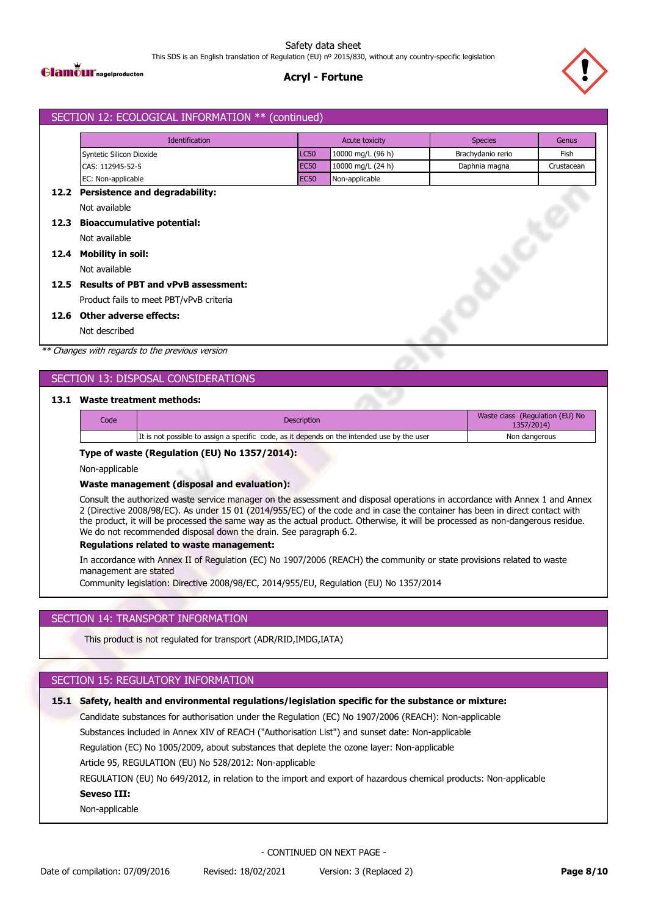## SECTION 12: ECOLOGICAL INFORMATION ** (continued)

| Identification | Acute toxicity | | Species | Genus |
|---|---|---|---|---|
| Syntetic Silicon Dioxide | LC50 | 10000 mg/L (96 h) | Brachydanio rerio | Fish |
| CAS: 112945-52-5 | EC50 | 10000 mg/L (24 h) | Daphnia magna | Crustacean |
| EC: Non-applicable | EC50 | Non-applicable | | |

**12.2 Persistence and degradability:**

Not available

**12.3 Bioaccumulative potential:**

Not available

**12.4 Mobility in soil:**

Not available

**12.5 Results of PBT and vPvB assessment:**

Product fails to meet PBT/vPvB criteria

**12.6 Other adverse effects:**

Not described

*** Changes with regards to the previous version*

## SECTION 13: DISPOSAL CONSIDERATIONS

**13.1 Waste treatment methods:**

| Code | Description | Waste class (Regulation (EU) No 1357/2014) |
|---|---|---|
| | It is not possible to assign a specific code, as it depends on the intended use by the user | Non dangerous |

**Type of waste (Regulation (EU) No 1357/2014):**

Non-applicable

**Waste management (disposal and evaluation):**

Consult the authorized waste service manager on the assessment and disposal operations in accordance with Annex 1 and Annex 2 (Directive 2008/98/EC). As under 15 01 (2014/955/EC) of the code and in case the container has been in direct contact with the product, it will be processed the same way as the actual product. Otherwise, it will be processed as non-dangerous residue. We do not recommended disposal down the drain. See paragraph 6.2.

**Regulations related to waste management:**

In accordance with Annex II of Regulation (EC) No 1907/2006 (REACH) the community or state provisions related to waste management are stated

Community legislation: Directive 2008/98/EC, 2014/955/EU, Regulation (EU) No 1357/2014

## SECTION 14: TRANSPORT INFORMATION

This product is not regulated for transport (ADR/RID,IMDG,IATA)

## SECTION 15: REGULATORY INFORMATION

**15.1 Safety, health and environmental regulations/legislation specific for the substance or mixture:**

Candidate substances for authorisation under the Regulation (EC) No 1907/2006 (REACH): Non-applicable

Substances included in Annex XIV of REACH ("Authorisation List") and sunset date: Non-applicable

Regulation (EC) No 1005/2009, about substances that deplete the ozone layer: Non-applicable

Article 95, REGULATION (EU) No 528/2012: Non-applicable

REGULATION (EU) No 649/2012, in relation to the import and export of hazardous chemical products: Non-applicable

**Seveso III:**

Non-applicable

- CONTINUED ON NEXT PAGE -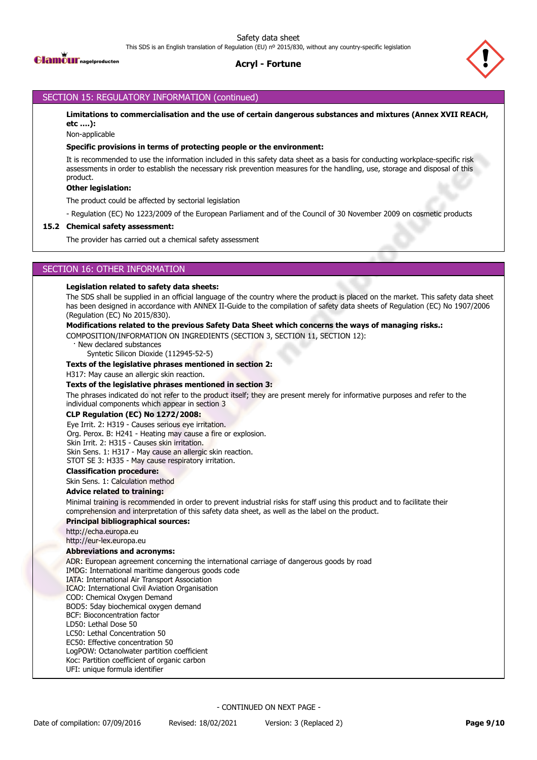## SECTION 15: REGULATORY INFORMATION (continued)

**Limitations to commercialisation and the use of certain dangerous substances and mixtures (Annex XVII REACH, etc ….):**

Non-applicable

**Specific provisions in terms of protecting people or the environment:**

It is recommended to use the information included in this safety data sheet as a basis for conducting workplace-specific risk assessments in order to establish the necessary risk prevention measures for the handling, use, storage and disposal of this product.

**Other legislation:**

The product could be affected by sectorial legislation

- Regulation (EC) No 1223/2009 of the European Parliament and of the Council of 30 November 2009 on cosmetic products

### 15.2 Chemical safety assessment:

The provider has carried out a chemical safety assessment

## SECTION 16: OTHER INFORMATION

**Legislation related to safety data sheets:**

The SDS shall be supplied in an official language of the country where the product is placed on the market. This safety data sheet has been designed in accordance with ANNEX II-Guide to the compilation of safety data sheets of Regulation (EC) No 1907/2006 (Regulation (EC) No 2015/830).

**Modifications related to the previous Safety Data Sheet which concerns the ways of managing risks.:**

COMPOSITION/INFORMATION ON INGREDIENTS (SECTION 3, SECTION 11, SECTION 12):

· New declared substances

Syntetic Silicon Dioxide (112945-52-5)

**Texts of the legislative phrases mentioned in section 2:**

H317: May cause an allergic skin reaction.

**Texts of the legislative phrases mentioned in section 3:**

The phrases indicated do not refer to the product itself; they are present merely for informative purposes and refer to the individual components which appear in section 3

**CLP Regulation (EC) No 1272/2008:**

Eye Irrit. 2: H319 - Causes serious eye irritation.
Org. Perox. B: H241 - Heating may cause a fire or explosion.
Skin Irrit. 2: H315 - Causes skin irritation.
Skin Sens. 1: H317 - May cause an allergic skin reaction.
STOT SE 3: H335 - May cause respiratory irritation.

**Classification procedure:**

Skin Sens. 1: Calculation method

**Advice related to training:**

Minimal training is recommended in order to prevent industrial risks for staff using this product and to facilitate their comprehension and interpretation of this safety data sheet, as well as the label on the product.

**Principal bibliographical sources:**

http://echa.europa.eu
http://eur-lex.europa.eu

**Abbreviations and acronyms:**

ADR: European agreement concerning the international carriage of dangerous goods by road
IMDG: International maritime dangerous goods code
IATA: International Air Transport Association
ICAO: International Civil Aviation Organisation
COD: Chemical Oxygen Demand
BOD5: 5day biochemical oxygen demand
BCF: Bioconcentration factor
LD50: Lethal Dose 50
LC50: Lethal Concentration 50
EC50: Effective concentration 50
LogPOW: Octanolwater partition coefficient
Koc: Partition coefficient of organic carbon
UFI: unique formula identifier

- CONTINUED ON NEXT PAGE -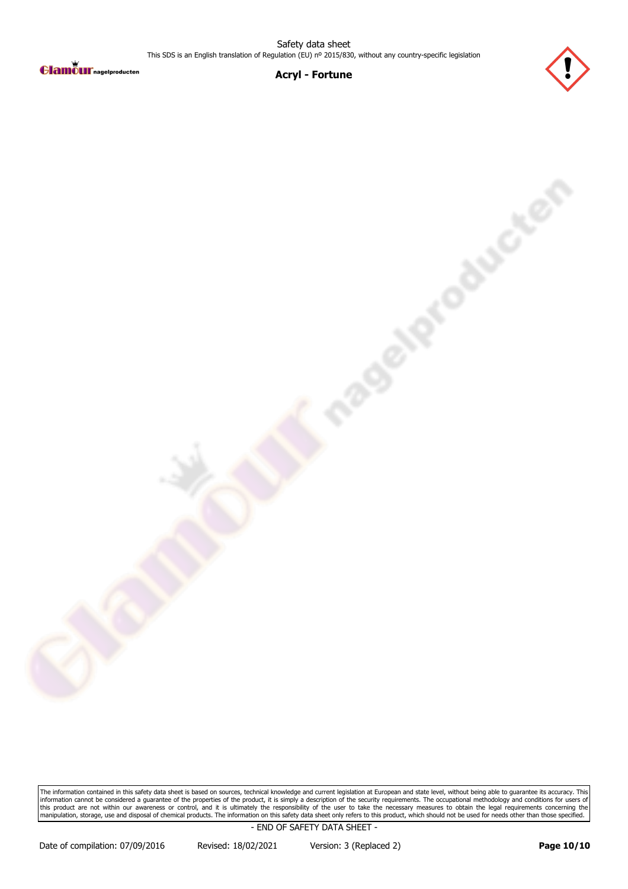The information contained in this safety data sheet is based on sources, technical knowledge and current legislation at European and state level, without being able to guarantee its accuracy. This information cannot be considered a guarantee of the properties of the product, it is simply a description of the security requirements. The occupational methodology and conditions for users of this product are not within our awareness or control, and it is ultimately the responsibility of the user to take the necessary measures to obtain the legal requirements concerning the manipulation, storage, use and disposal of chemical products. The information on this safety data sheet only refers to this product, which should not be used for needs other than those specified.

- END OF SAFETY DATA SHEET -